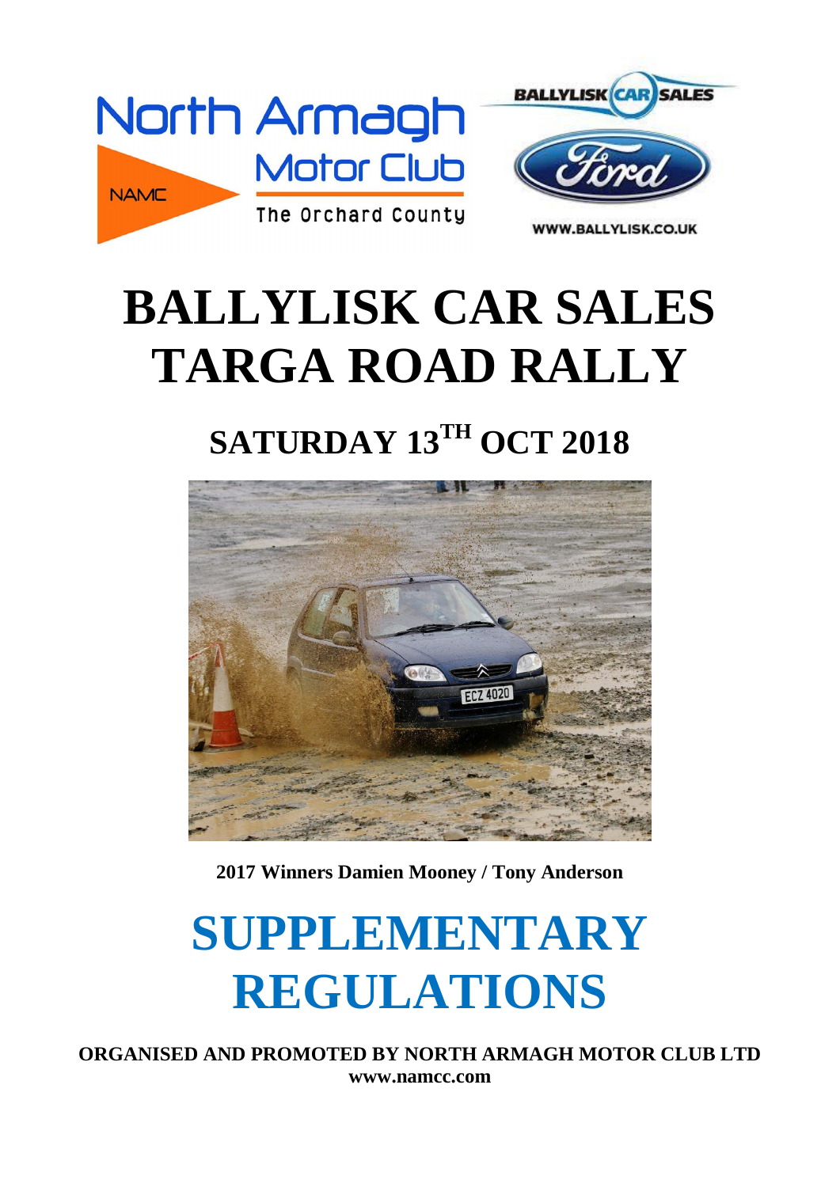North Armagh Motor Club

NAMC

The Orchard County

BALLYLISK CAR SALES

WWW.BALLYLISK.CO.UK

# BALLYLISK CAR SALES TARGA ROAD RALLY

## SATURDAY 13TH OCT 2018

**2017 Winners Damien Mooney / Tony Anderson**

# SUPPLEMENTARY REGULATIONS

**ORGANISED AND PROMOTED BY NORTH ARMAGH MOTOR CLUB LTD**
**www.namcc.com**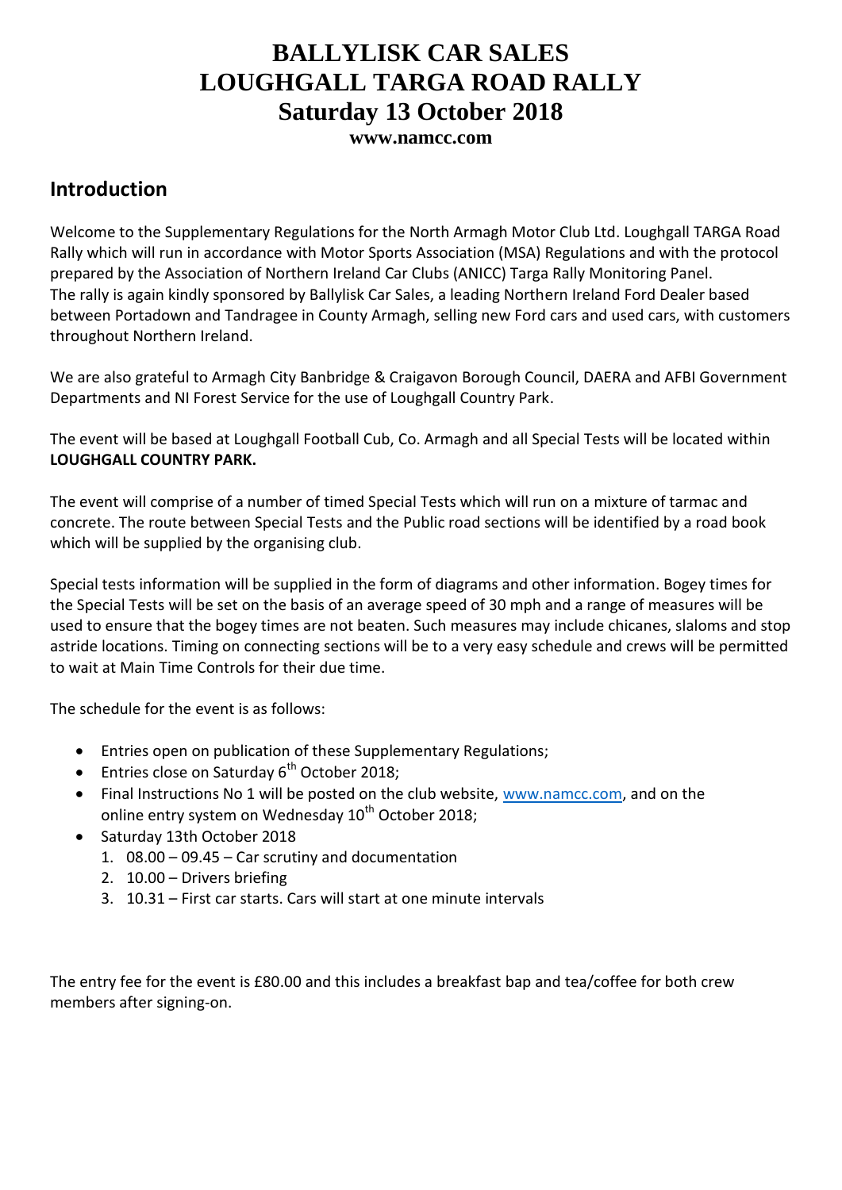# BALLYLISK CAR SALES
# LOUGHGALL TARGA ROAD RALLY
# Saturday 13 October 2018

**www.namcc.com**

## Introduction

Welcome to the Supplementary Regulations for the North Armagh Motor Club Ltd. Loughgall TARGA Road Rally which will run in accordance with Motor Sports Association (MSA) Regulations and with the protocol prepared by the Association of Northern Ireland Car Clubs (ANICC) Targa Rally Monitoring Panel.
The rally is again kindly sponsored by Ballylisk Car Sales, a leading Northern Ireland Ford Dealer based between Portadown and Tandragee in County Armagh, selling new Ford cars and used cars, with customers throughout Northern Ireland.

We are also grateful to Armagh City Banbridge & Craigavon Borough Council, DAERA and AFBI Government Departments and NI Forest Service for the use of Loughgall Country Park.

The event will be based at Loughgall Football Cub, Co. Armagh and all Special Tests will be located within **LOUGHGALL COUNTRY PARK.**

The event will comprise of a number of timed Special Tests which will run on a mixture of tarmac and concrete. The route between Special Tests and the Public road sections will be identified by a road book which will be supplied by the organising club.

Special tests information will be supplied in the form of diagrams and other information. Bogey times for the Special Tests will be set on the basis of an average speed of 30 mph and a range of measures will be used to ensure that the bogey times are not beaten. Such measures may include chicanes, slaloms and stop astride locations. Timing on connecting sections will be to a very easy schedule and crews will be permitted to wait at Main Time Controls for their due time.

The schedule for the event is as follows:

- Entries open on publication of these Supplementary Regulations;
- Entries close on Saturday 6th October 2018;
- Final Instructions No 1 will be posted on the club website, www.namcc.com, and on the online entry system on Wednesday 10th October 2018;
- Saturday 13th October 2018
  1. 08.00 – 09.45 – Car scrutiny and documentation
  2. 10.00 – Drivers briefing
  3. 10.31 – First car starts. Cars will start at one minute intervals

The entry fee for the event is £80.00 and this includes a breakfast bap and tea/coffee for both crew members after signing-on.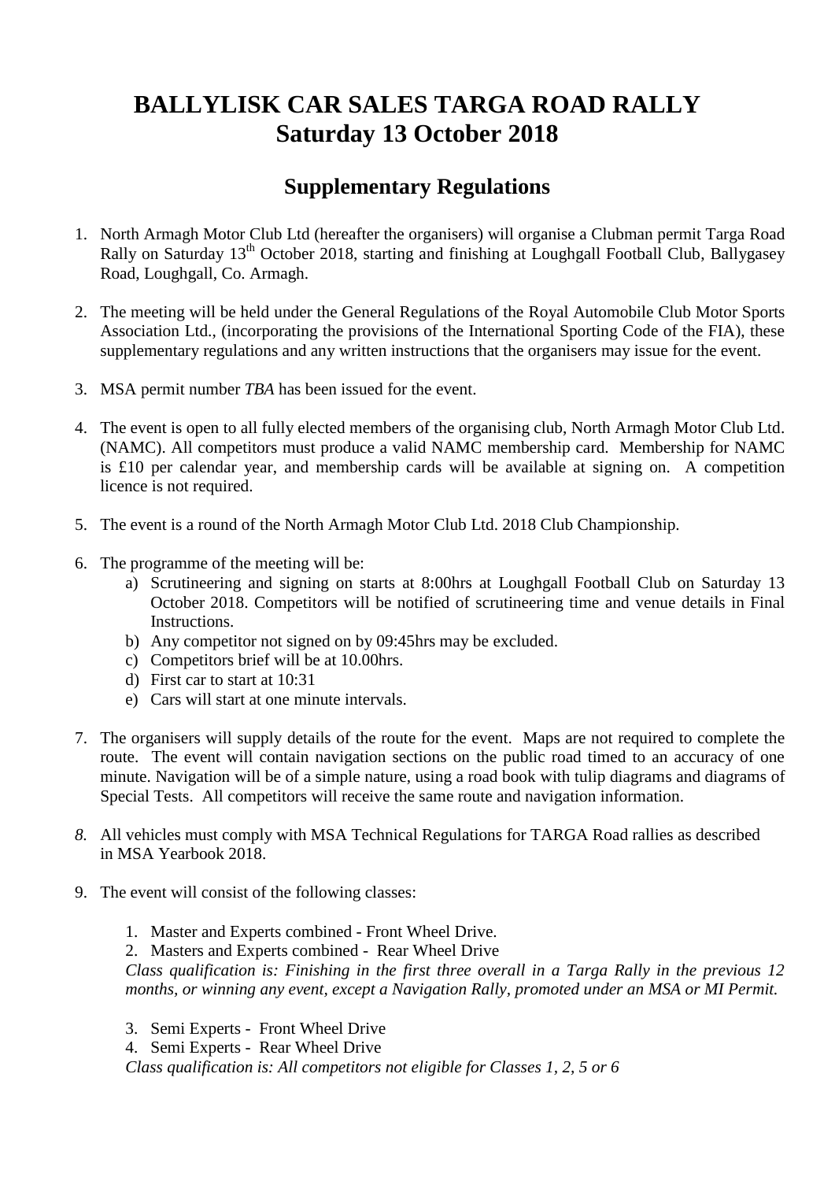# BALLYLISK CAR SALES TARGA ROAD RALLY
# Saturday 13 October 2018

## Supplementary Regulations

1. North Armagh Motor Club Ltd (hereafter the organisers) will organise a Clubman permit Targa Road Rally on Saturday 13th October 2018, starting and finishing at Loughgall Football Club, Ballygasey Road, Loughgall, Co. Armagh.

2. The meeting will be held under the General Regulations of the Royal Automobile Club Motor Sports Association Ltd., (incorporating the provisions of the International Sporting Code of the FIA), these supplementary regulations and any written instructions that the organisers may issue for the event.

3. MSA permit number *TBA* has been issued for the event.

4. The event is open to all fully elected members of the organising club, North Armagh Motor Club Ltd. (NAMC). All competitors must produce a valid NAMC membership card. Membership for NAMC is £10 per calendar year, and membership cards will be available at signing on. A competition licence is not required.

5. The event is a round of the North Armagh Motor Club Ltd. 2018 Club Championship.

6. The programme of the meeting will be:
   a) Scrutineering and signing on starts at 8:00hrs at Loughgall Football Club on Saturday 13 October 2018. Competitors will be notified of scrutineering time and venue details in Final Instructions.
   b) Any competitor not signed on by 09:45hrs may be excluded.
   c) Competitors brief will be at 10.00hrs.
   d) First car to start at 10:31
   e) Cars will start at one minute intervals.

7. The organisers will supply details of the route for the event. Maps are not required to complete the route. The event will contain navigation sections on the public road timed to an accuracy of one minute. Navigation will be of a simple nature, using a road book with tulip diagrams and diagrams of Special Tests. All competitors will receive the same route and navigation information.

8. All vehicles must comply with MSA Technical Regulations for TARGA Road rallies as described in MSA Yearbook 2018.

9. The event will consist of the following classes:

   1. Master and Experts combined - Front Wheel Drive.
   2. Masters and Experts combined - Rear Wheel Drive

   *Class qualification is: Finishing in the first three overall in a Targa Rally in the previous 12 months, or winning any event, except a Navigation Rally, promoted under an MSA or MI Permit.*

   3. Semi Experts - Front Wheel Drive
   4. Semi Experts - Rear Wheel Drive

   *Class qualification is: All competitors not eligible for Classes 1, 2, 5 or 6*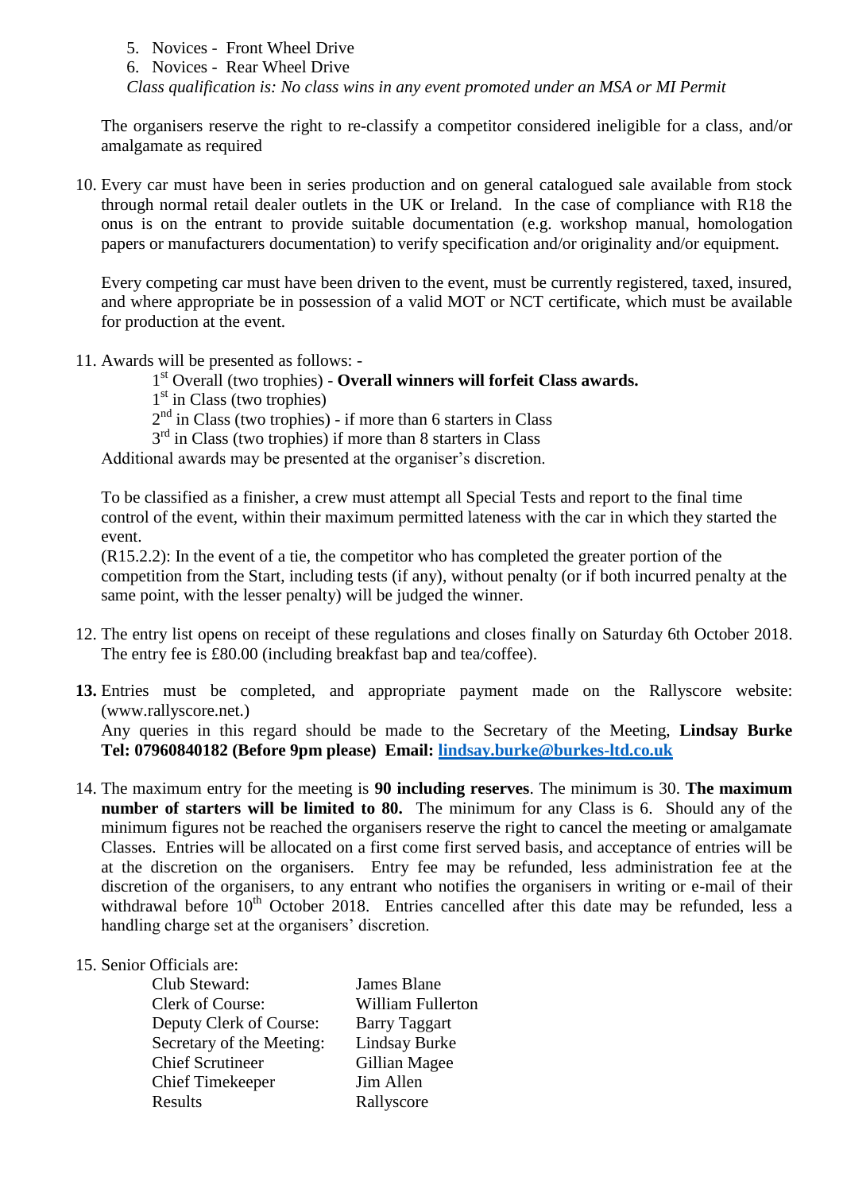5. Novices - Front Wheel Drive
6. Novices - Rear Wheel Drive

*Class qualification is: No class wins in any event promoted under an MSA or MI Permit*

The organisers reserve the right to re-classify a competitor considered ineligible for a class, and/or amalgamate as required

10. Every car must have been in series production and on general catalogued sale available from stock through normal retail dealer outlets in the UK or Ireland. In the case of compliance with R18 the onus is on the entrant to provide suitable documentation (e.g. workshop manual, homologation papers or manufacturers documentation) to verify specification and/or originality and/or equipment.

    Every competing car must have been driven to the event, must be currently registered, taxed, insured, and where appropriate be in possession of a valid MOT or NCT certificate, which must be available for production at the event.

11. Awards will be presented as follows: -

    1st Overall (two trophies) - **Overall winners will forfeit Class awards.**
    1st in Class (two trophies)
    2nd in Class (two trophies) - if more than 6 starters in Class
    3rd in Class (two trophies) if more than 8 starters in Class

    Additional awards may be presented at the organiser's discretion.

    To be classified as a finisher, a crew must attempt all Special Tests and report to the final time control of the event, within their maximum permitted lateness with the car in which they started the event.

    (R15.2.2): In the event of a tie, the competitor who has completed the greater portion of the competition from the Start, including tests (if any), without penalty (or if both incurred penalty at the same point, with the lesser penalty) will be judged the winner.

12. The entry list opens on receipt of these regulations and closes finally on Saturday 6th October 2018. The entry fee is £80.00 (including breakfast bap and tea/coffee).

13. Entries must be completed, and appropriate payment made on the Rallyscore website: (www.rallyscore.net.)

    Any queries in this regard should be made to the Secretary of the Meeting, **Lindsay Burke Tel: 07960840182 (Before 9pm please) Email: lindsay.burke@burkes-ltd.co.uk**

14. The maximum entry for the meeting is **90 including reserves**. The minimum is 30. **The maximum number of starters will be limited to 80.** The minimum for any Class is 6. Should any of the minimum figures not be reached the organisers reserve the right to cancel the meeting or amalgamate Classes. Entries will be allocated on a first come first served basis, and acceptance of entries will be at the discretion on the organisers. Entry fee may be refunded, less administration fee at the discretion of the organisers, to any entrant who notifies the organisers in writing or e-mail of their withdrawal before 10th October 2018. Entries cancelled after this date may be refunded, less a handling charge set at the organisers' discretion.

15. Senior Officials are:

| | |
|---|---|
| Club Steward: | James Blane |
| Clerk of Course: | William Fullerton |
| Deputy Clerk of Course: | Barry Taggart |
| Secretary of the Meeting: | Lindsay Burke |
| Chief Scrutineer | Gillian Magee |
| Chief Timekeeper | Jim Allen |
| Results | Rallyscore |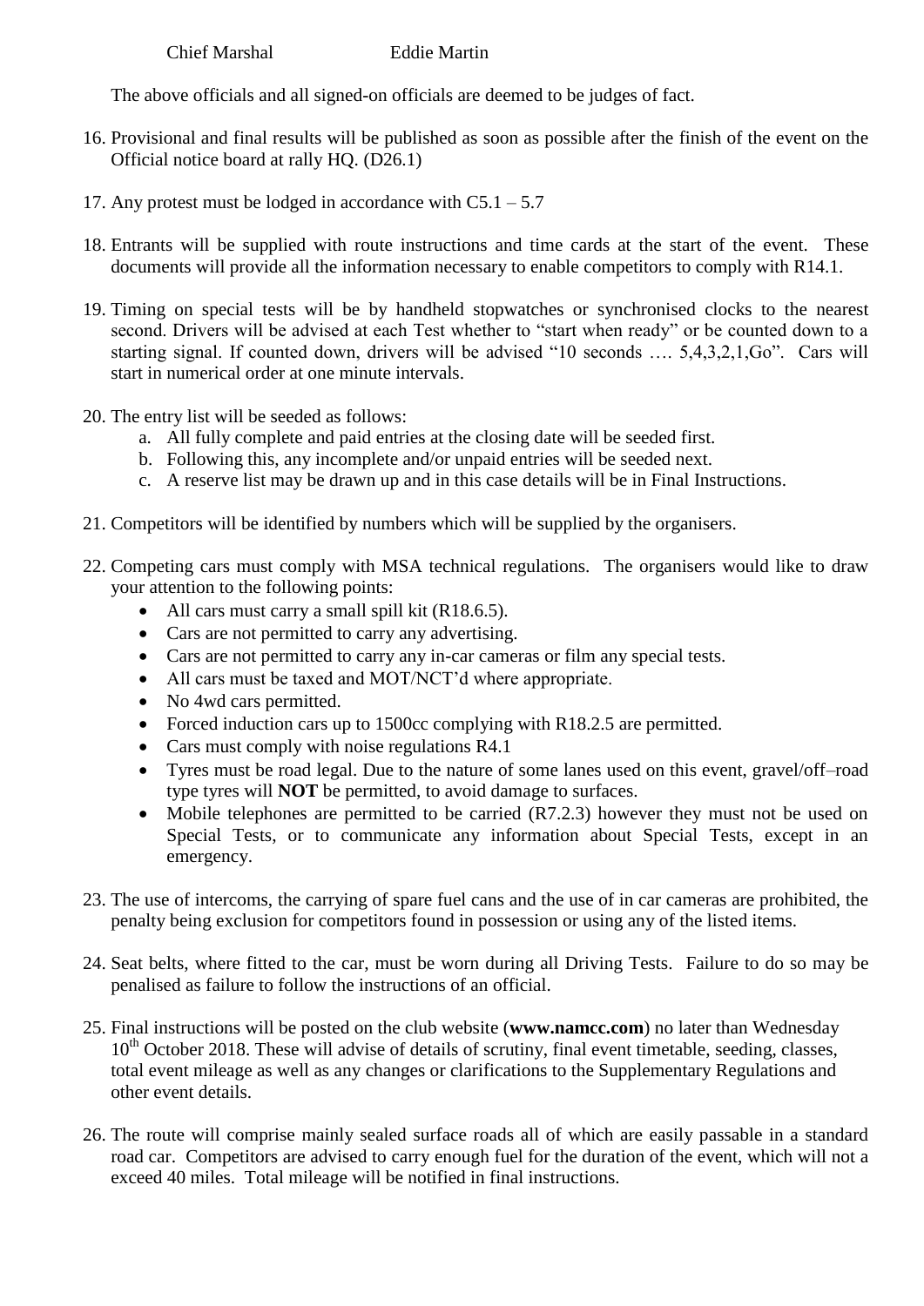Chief Marshal Eddie Martin

The above officials and all signed-on officials are deemed to be judges of fact.

16. Provisional and final results will be published as soon as possible after the finish of the event on the Official notice board at rally HQ. (D26.1)

17. Any protest must be lodged in accordance with C5.1 – 5.7

18. Entrants will be supplied with route instructions and time cards at the start of the event. These documents will provide all the information necessary to enable competitors to comply with R14.1.

19. Timing on special tests will be by handheld stopwatches or synchronised clocks to the nearest second. Drivers will be advised at each Test whether to "start when ready" or be counted down to a starting signal. If counted down, drivers will be advised "10 seconds …. 5,4,3,2,1,Go". Cars will start in numerical order at one minute intervals.

20. The entry list will be seeded as follows:
    a. All fully complete and paid entries at the closing date will be seeded first.
    b. Following this, any incomplete and/or unpaid entries will be seeded next.
    c. A reserve list may be drawn up and in this case details will be in Final Instructions.

21. Competitors will be identified by numbers which will be supplied by the organisers.

22. Competing cars must comply with MSA technical regulations. The organisers would like to draw your attention to the following points:
    - All cars must carry a small spill kit (R18.6.5).
    - Cars are not permitted to carry any advertising.
    - Cars are not permitted to carry any in-car cameras or film any special tests.
    - All cars must be taxed and MOT/NCT'd where appropriate.
    - No 4wd cars permitted.
    - Forced induction cars up to 1500cc complying with R18.2.5 are permitted.
    - Cars must comply with noise regulations R4.1
    - Tyres must be road legal. Due to the nature of some lanes used on this event, gravel/off–road type tyres will **NOT** be permitted, to avoid damage to surfaces.
    - Mobile telephones are permitted to be carried (R7.2.3) however they must not be used on Special Tests, or to communicate any information about Special Tests, except in an emergency.

23. The use of intercoms, the carrying of spare fuel cans and the use of in car cameras are prohibited, the penalty being exclusion for competitors found in possession or using any of the listed items.

24. Seat belts, where fitted to the car, must be worn during all Driving Tests. Failure to do so may be penalised as failure to follow the instructions of an official.

25. Final instructions will be posted on the club website (**www.namcc.com**) no later than Wednesday 10th October 2018. These will advise of details of scrutiny, final event timetable, seeding, classes, total event mileage as well as any changes or clarifications to the Supplementary Regulations and other event details.

26. The route will comprise mainly sealed surface roads all of which are easily passable in a standard road car. Competitors are advised to carry enough fuel for the duration of the event, which will not a exceed 40 miles. Total mileage will be notified in final instructions.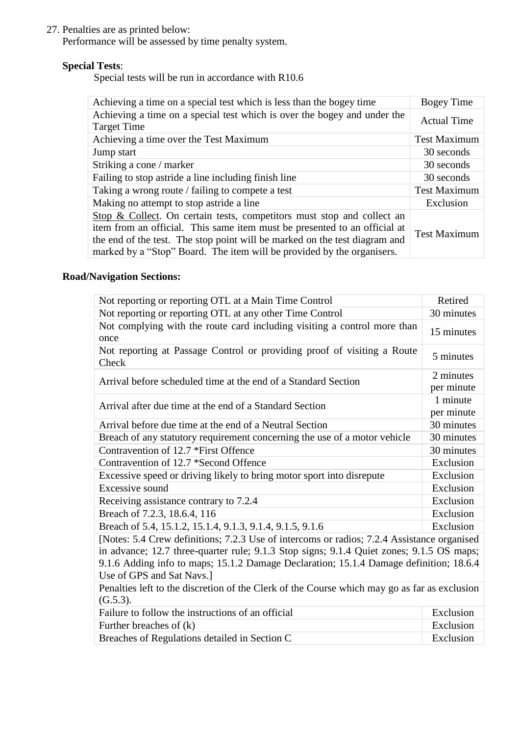27. Penalties are as printed below:
    Performance will be assessed by time penalty system.

**Special Tests**:

Special tests will be run in accordance with R10.6

| | |
|---|---|
| Achieving a time on a special test which is less than the bogey time | Bogey Time |
| Achieving a time on a special test which is over the bogey and under the Target Time | Actual Time |
| Achieving a time over the Test Maximum | Test Maximum |
| Jump start | 30 seconds |
| Striking a cone / marker | 30 seconds |
| Failing to stop astride a line including finish line | 30 seconds |
| Taking a wrong route / failing to compete a test | Test Maximum |
| Making no attempt to stop astride a line | Exclusion |
| Stop & Collect. On certain tests, competitors must stop and collect an item from an official. This same item must be presented to an official at the end of the test. The stop point will be marked on the test diagram and marked by a "Stop" Board. The item will be provided by the organisers. | Test Maximum |

**Road/Navigation Sections:**

| | |
|---|---|
| Not reporting or reporting OTL at a Main Time Control | Retired |
| Not reporting or reporting OTL at any other Time Control | 30 minutes |
| Not complying with the route card including visiting a control more than once | 15 minutes |
| Not reporting at Passage Control or providing proof of visiting a Route Check | 5 minutes |
| Arrival before scheduled time at the end of a Standard Section | 2 minutes per minute |
| Arrival after due time at the end of a Standard Section | 1 minute per minute |
| Arrival before due time at the end of a Neutral Section | 30 minutes |
| Breach of any statutory requirement concerning the use of a motor vehicle | 30 minutes |
| Contravention of 12.7 *First Offence | 30 minutes |
| Contravention of 12.7 *Second Offence | Exclusion |
| Excessive speed or driving likely to bring motor sport into disrepute | Exclusion |
| Excessive sound | Exclusion |
| Receiving assistance contrary to 7.2.4 | Exclusion |
| Breach of 7.2.3, 18.6.4, 116 | Exclusion |
| Breach of 5.4, 15.1.2, 15.1.4, 9.1.3, 9.1.4, 9.1.5, 9.1.6 | Exclusion |
| [Notes: 5.4 Crew definitions; 7.2.3 Use of intercoms or radios; 7.2.4 Assistance organised in advance; 12.7 three-quarter rule; 9.1.3 Stop signs; 9.1.4 Quiet zones; 9.1.5 OS maps; 9.1.6 Adding info to maps; 15.1.2 Damage Declaration; 15.1.4 Damage definition; 18.6.4 Use of GPS and Sat Navs.] | |
| Penalties left to the discretion of the Clerk of the Course which may go as far as exclusion (G.5.3). | |
| Failure to follow the instructions of an official | Exclusion |
| Further breaches of (k) | Exclusion |
| Breaches of Regulations detailed in Section C | Exclusion |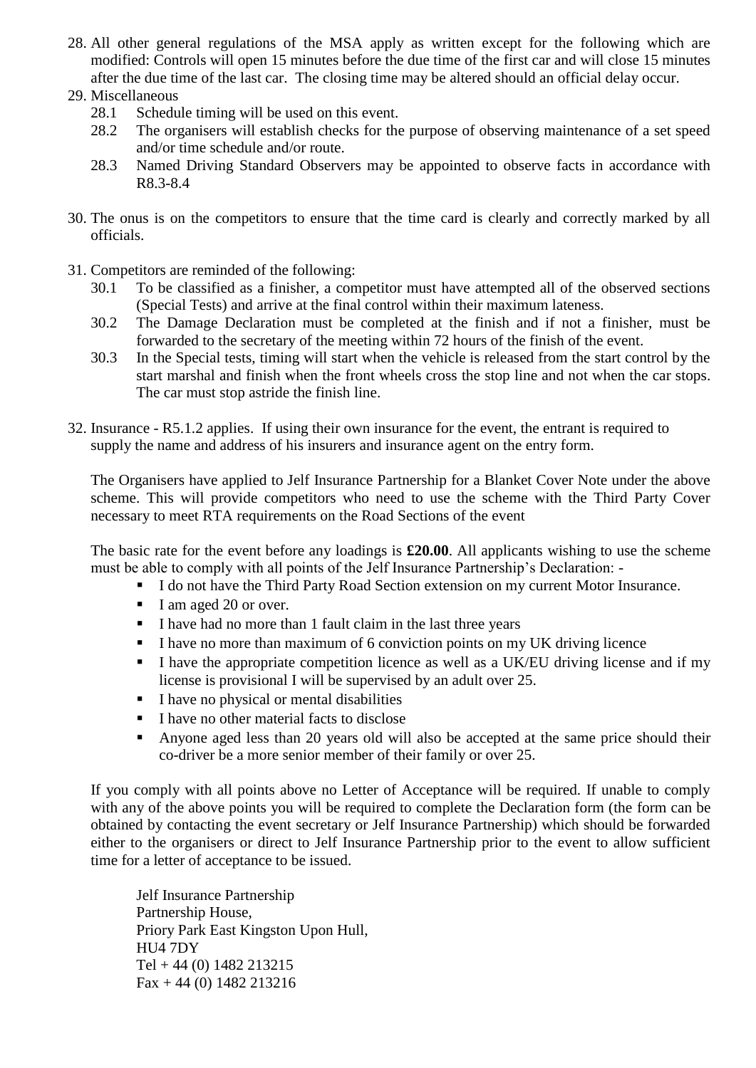28. All other general regulations of the MSA apply as written except for the following which are modified: Controls will open 15 minutes before the due time of the first car and will close 15 minutes after the due time of the last car. The closing time may be altered should an official delay occur.

29. Miscellaneous
    - 28.1 Schedule timing will be used on this event.
    - 28.2 The organisers will establish checks for the purpose of observing maintenance of a set speed and/or time schedule and/or route.
    - 28.3 Named Driving Standard Observers may be appointed to observe facts in accordance with R8.3-8.4

30. The onus is on the competitors to ensure that the time card is clearly and correctly marked by all officials.

31. Competitors are reminded of the following:
    - 30.1 To be classified as a finisher, a competitor must have attempted all of the observed sections (Special Tests) and arrive at the final control within their maximum lateness.
    - 30.2 The Damage Declaration must be completed at the finish and if not a finisher, must be forwarded to the secretary of the meeting within 72 hours of the finish of the event.
    - 30.3 In the Special tests, timing will start when the vehicle is released from the start control by the start marshal and finish when the front wheels cross the stop line and not when the car stops. The car must stop astride the finish line.

32. Insurance - R5.1.2 applies. If using their own insurance for the event, the entrant is required to supply the name and address of his insurers and insurance agent on the entry form.

    The Organisers have applied to Jelf Insurance Partnership for a Blanket Cover Note under the above scheme. This will provide competitors who need to use the scheme with the Third Party Cover necessary to meet RTA requirements on the Road Sections of the event

    The basic rate for the event before any loadings is **£20.00**. All applicants wishing to use the scheme must be able to comply with all points of the Jelf Insurance Partnership's Declaration: -

    - I do not have the Third Party Road Section extension on my current Motor Insurance.
    - I am aged 20 or over.
    - I have had no more than 1 fault claim in the last three years
    - I have no more than maximum of 6 conviction points on my UK driving licence
    - I have the appropriate competition licence as well as a UK/EU driving license and if my license is provisional I will be supervised by an adult over 25.
    - I have no physical or mental disabilities
    - I have no other material facts to disclose
    - Anyone aged less than 20 years old will also be accepted at the same price should their co-driver be a more senior member of their family or over 25.

    If you comply with all points above no Letter of Acceptance will be required. If unable to comply with any of the above points you will be required to complete the Declaration form (the form can be obtained by contacting the event secretary or Jelf Insurance Partnership) which should be forwarded either to the organisers or direct to Jelf Insurance Partnership prior to the event to allow sufficient time for a letter of acceptance to be issued.

    Jelf Insurance Partnership
    Partnership House,
    Priory Park East Kingston Upon Hull,
    HU4 7DY
    Tel + 44 (0) 1482 213215
    Fax + 44 (0) 1482 213216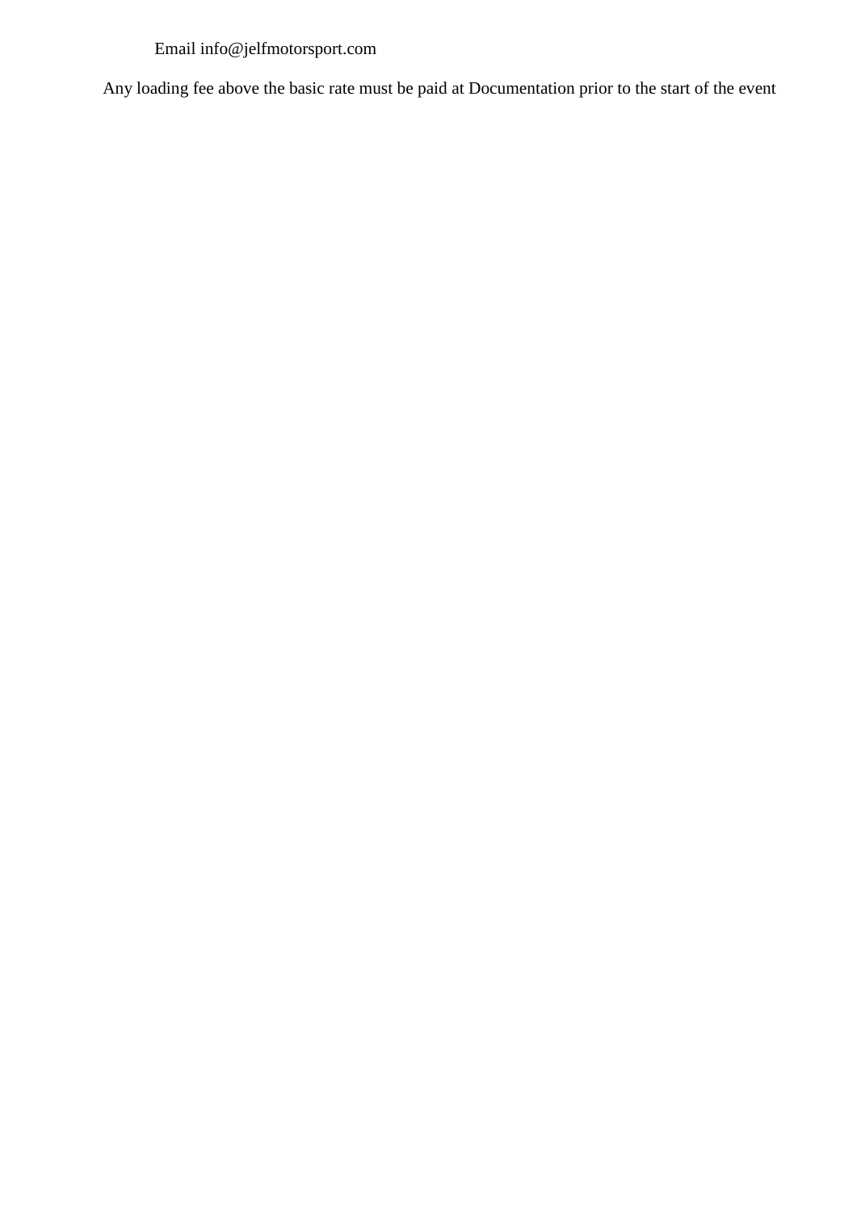Email info@jelfmotorsport.com

Any loading fee above the basic rate must be paid at Documentation prior to the start of the event